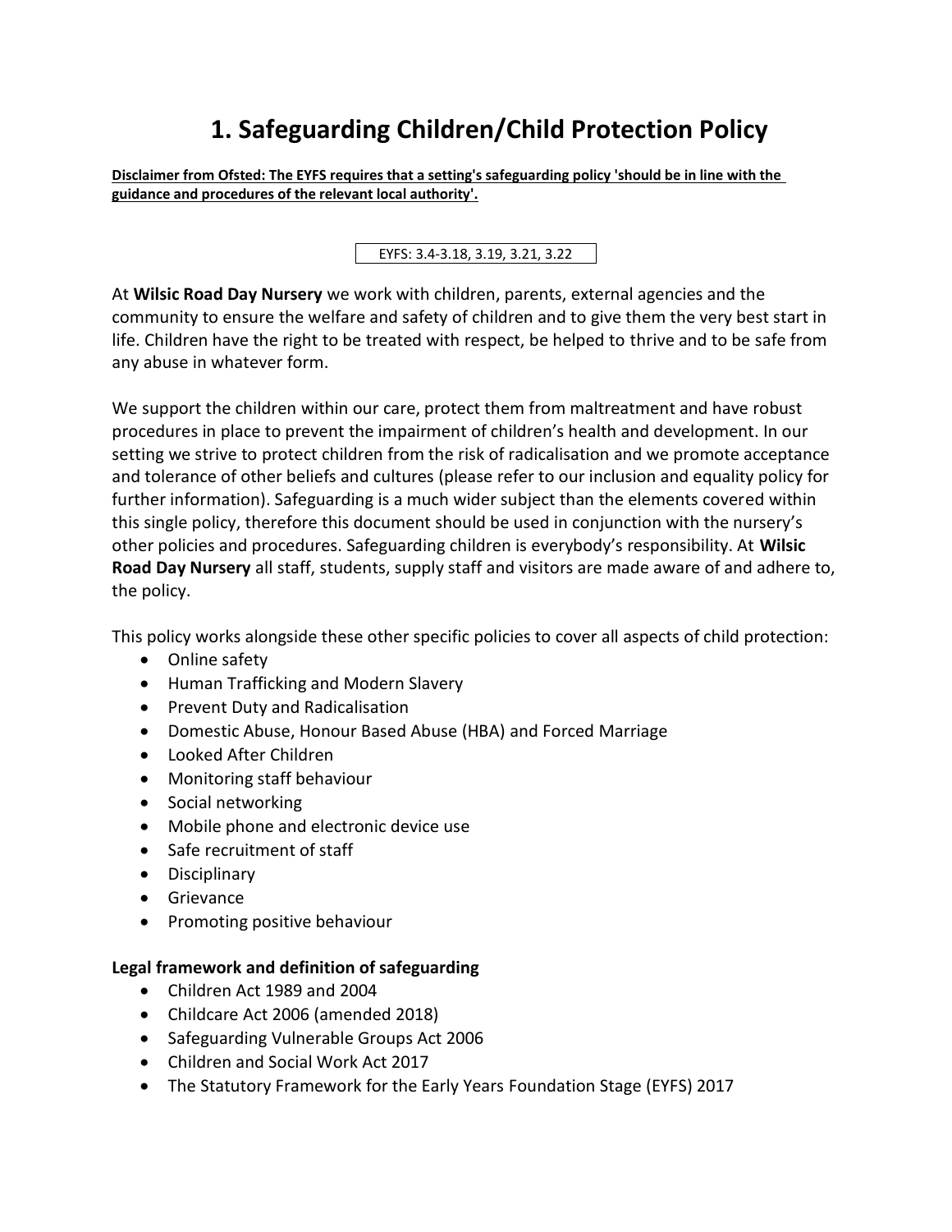# 1. Safeguarding Children/Child Protection Policy

**Disclaimer from Ofsted: The EYFS requires that a setting's safeguarding policy 'should be in line with the guidance and procedures of the relevant local authority'.**

EYFS: 3.4-3.18, 3.19, 3.21, 3.22

At **Wilsic Road Day Nursery** we work with children, parents, external agencies and the community to ensure the welfare and safety of children and to give them the very best start in life. Children have the right to be treated with respect, be helped to thrive and to be safe from any abuse in whatever form.

We support the children within our care, protect them from maltreatment and have robust procedures in place to prevent the impairment of children's health and development. In our setting we strive to protect children from the risk of radicalisation and we promote acceptance and tolerance of other beliefs and cultures (please refer to our inclusion and equality policy for further information). Safeguarding is a much wider subject than the elements covered within this single policy, therefore this document should be used in conjunction with the nursery's other policies and procedures. Safeguarding children is everybody's responsibility. At **Wilsic Road Day Nursery** all staff, students, supply staff and visitors are made aware of and adhere to, the policy.

This policy works alongside these other specific policies to cover all aspects of child protection:

- Online safety
- Human Trafficking and Modern Slavery
- Prevent Duty and Radicalisation
- Domestic Abuse, Honour Based Abuse (HBA) and Forced Marriage
- Looked After Children
- Monitoring staff behaviour
- Social networking
- Mobile phone and electronic device use
- Safe recruitment of staff
- Disciplinary
- Grievance
- Promoting positive behaviour

**Legal framework and definition of safeguarding**

- Children Act 1989 and 2004
- Childcare Act 2006 (amended 2018)
- Safeguarding Vulnerable Groups Act 2006
- Children and Social Work Act 2017
- The Statutory Framework for the Early Years Foundation Stage (EYFS) 2017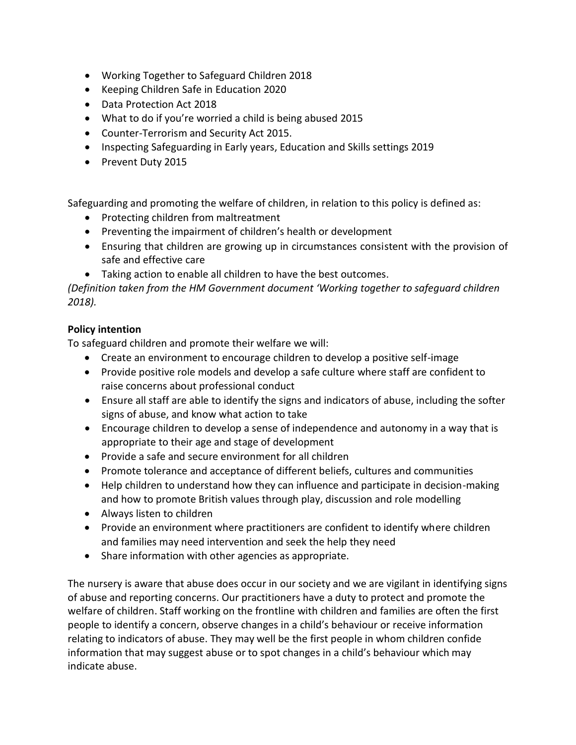- Working Together to Safeguard Children 2018
- Keeping Children Safe in Education 2020
- Data Protection Act 2018
- What to do if you're worried a child is being abused 2015
- Counter-Terrorism and Security Act 2015.
- Inspecting Safeguarding in Early years, Education and Skills settings 2019
- Prevent Duty 2015

Safeguarding and promoting the welfare of children, in relation to this policy is defined as:

- Protecting children from maltreatment
- Preventing the impairment of children's health or development
- Ensuring that children are growing up in circumstances consistent with the provision of safe and effective care
- Taking action to enable all children to have the best outcomes.

*(Definition taken from the HM Government document 'Working together to safeguard children 2018).*

**Policy intention**

To safeguard children and promote their welfare we will:

- Create an environment to encourage children to develop a positive self-image
- Provide positive role models and develop a safe culture where staff are confident to raise concerns about professional conduct
- Ensure all staff are able to identify the signs and indicators of abuse, including the softer signs of abuse, and know what action to take
- Encourage children to develop a sense of independence and autonomy in a way that is appropriate to their age and stage of development
- Provide a safe and secure environment for all children
- Promote tolerance and acceptance of different beliefs, cultures and communities
- Help children to understand how they can influence and participate in decision-making and how to promote British values through play, discussion and role modelling
- Always listen to children
- Provide an environment where practitioners are confident to identify where children and families may need intervention and seek the help they need
- Share information with other agencies as appropriate.

The nursery is aware that abuse does occur in our society and we are vigilant in identifying signs of abuse and reporting concerns. Our practitioners have a duty to protect and promote the welfare of children. Staff working on the frontline with children and families are often the first people to identify a concern, observe changes in a child's behaviour or receive information relating to indicators of abuse. They may well be the first people in whom children confide information that may suggest abuse or to spot changes in a child's behaviour which may indicate abuse.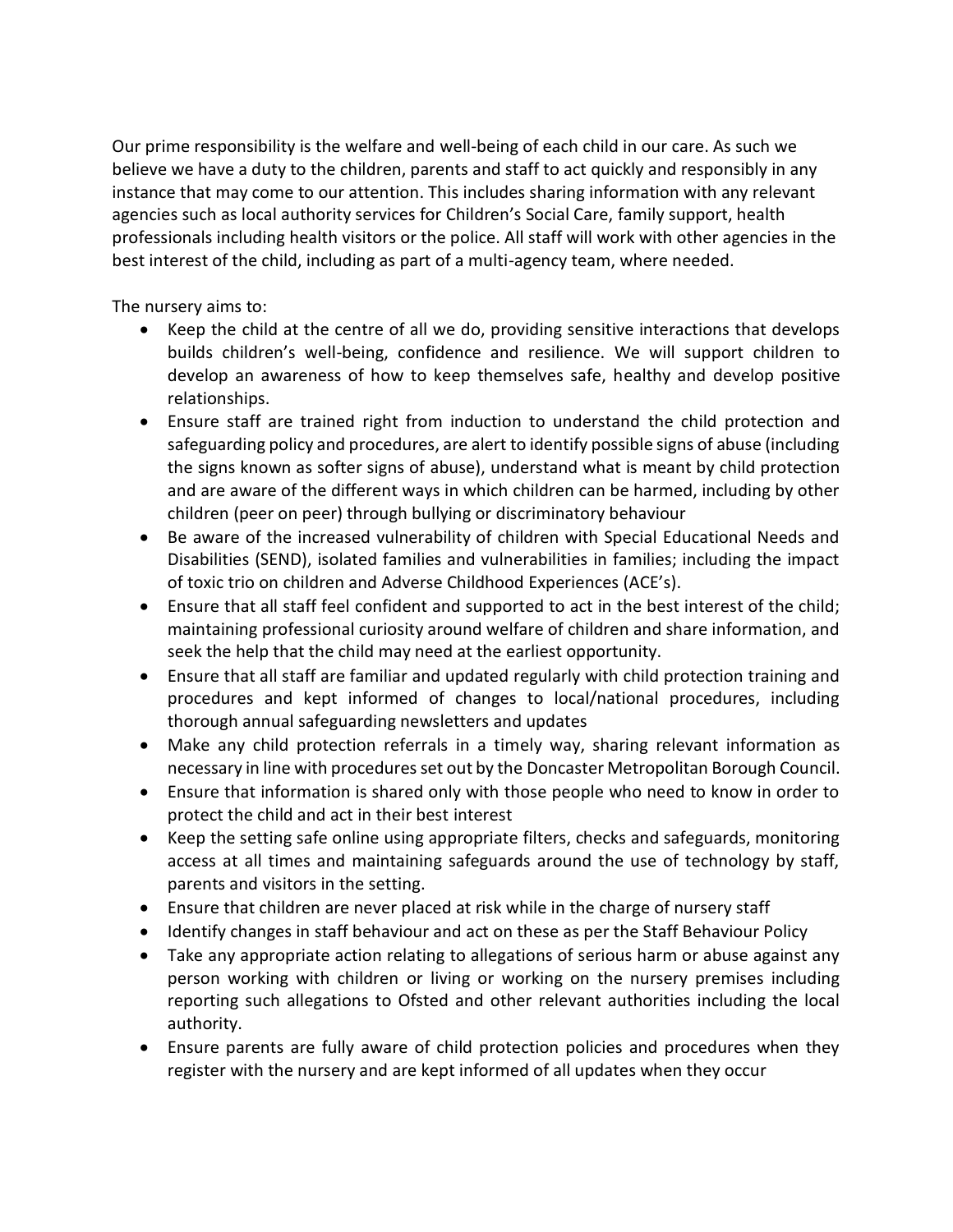Our prime responsibility is the welfare and well-being of each child in our care. As such we believe we have a duty to the children, parents and staff to act quickly and responsibly in any instance that may come to our attention. This includes sharing information with any relevant agencies such as local authority services for Children's Social Care, family support, health professionals including health visitors or the police. All staff will work with other agencies in the best interest of the child, including as part of a multi-agency team, where needed.

The nursery aims to:

- Keep the child at the centre of all we do, providing sensitive interactions that develops builds children's well-being, confidence and resilience. We will support children to develop an awareness of how to keep themselves safe, healthy and develop positive relationships.
- Ensure staff are trained right from induction to understand the child protection and safeguarding policy and procedures, are alert to identify possible signs of abuse (including the signs known as softer signs of abuse), understand what is meant by child protection and are aware of the different ways in which children can be harmed, including by other children (peer on peer) through bullying or discriminatory behaviour
- Be aware of the increased vulnerability of children with Special Educational Needs and Disabilities (SEND), isolated families and vulnerabilities in families; including the impact of toxic trio on children and Adverse Childhood Experiences (ACE's).
- Ensure that all staff feel confident and supported to act in the best interest of the child; maintaining professional curiosity around welfare of children and share information, and seek the help that the child may need at the earliest opportunity.
- Ensure that all staff are familiar and updated regularly with child protection training and procedures and kept informed of changes to local/national procedures, including thorough annual safeguarding newsletters and updates
- Make any child protection referrals in a timely way, sharing relevant information as necessary in line with procedures set out by the Doncaster Metropolitan Borough Council.
- Ensure that information is shared only with those people who need to know in order to protect the child and act in their best interest
- Keep the setting safe online using appropriate filters, checks and safeguards, monitoring access at all times and maintaining safeguards around the use of technology by staff, parents and visitors in the setting.
- Ensure that children are never placed at risk while in the charge of nursery staff
- Identify changes in staff behaviour and act on these as per the Staff Behaviour Policy
- Take any appropriate action relating to allegations of serious harm or abuse against any person working with children or living or working on the nursery premises including reporting such allegations to Ofsted and other relevant authorities including the local authority.
- Ensure parents are fully aware of child protection policies and procedures when they register with the nursery and are kept informed of all updates when they occur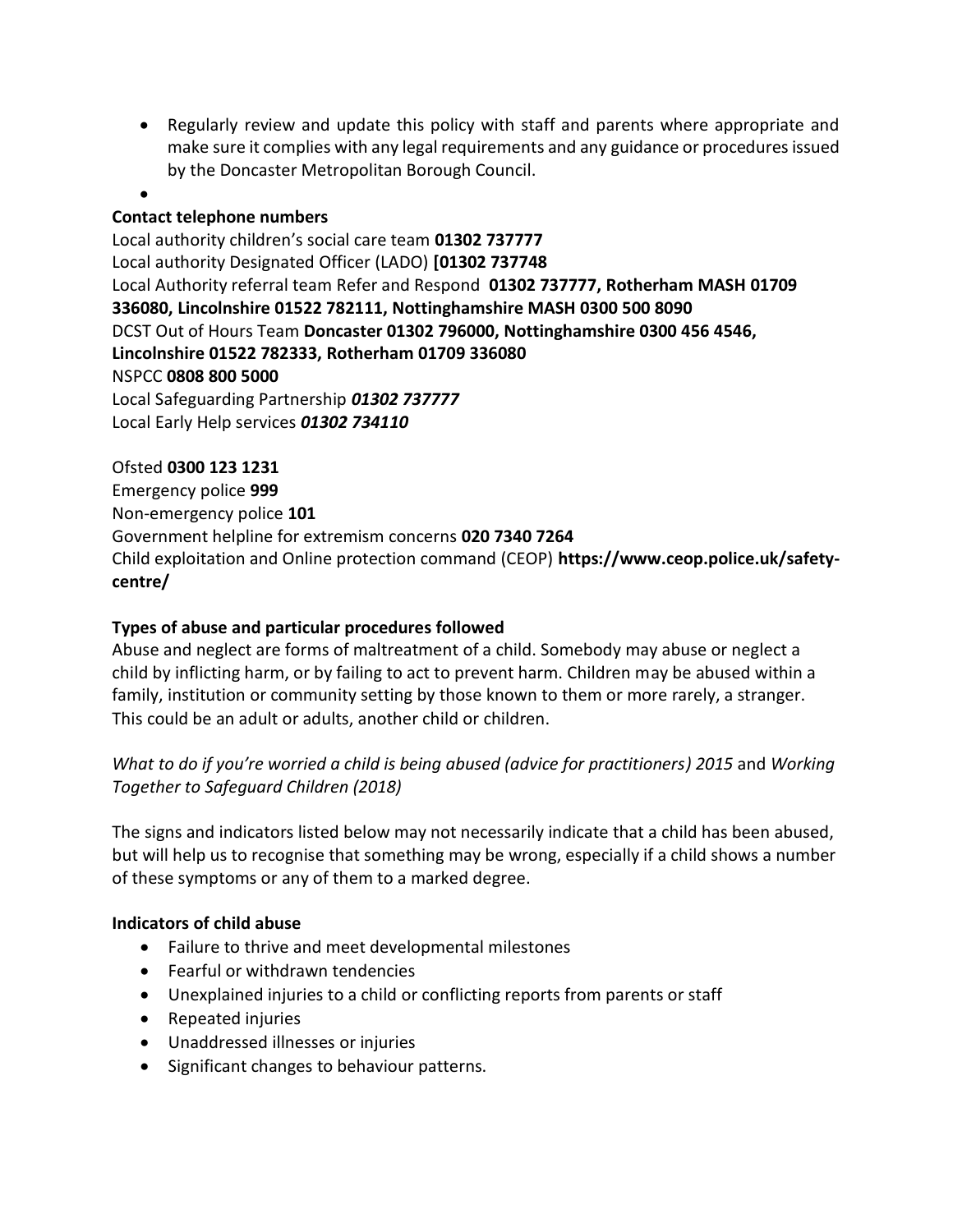- Regularly review and update this policy with staff and parents where appropriate and make sure it complies with any legal requirements and any guidance or procedures issued by the Doncaster Metropolitan Borough Council.
- 

**Contact telephone numbers**

Local authority children's social care team **01302 737777**
Local authority Designated Officer (LADO) **[01302 737748**
Local Authority referral team Refer and Respond **01302 737777, Rotherham MASH 01709 336080, Lincolnshire 01522 782111, Nottinghamshire MASH 0300 500 8090**
DCST Out of Hours Team **Doncaster 01302 796000, Nottinghamshire 0300 456 4546, Lincolnshire 01522 782333, Rotherham 01709 336080**
NSPCC **0808 800 5000**
Local Safeguarding Partnership ***01302 737777***
Local Early Help services ***01302 734110***

Ofsted **0300 123 1231**
Emergency police **999**
Non-emergency police **101**
Government helpline for extremism concerns **020 7340 7264**
Child exploitation and Online protection command (CEOP) **https://www.ceop.police.uk/safety-centre/**

**Types of abuse and particular procedures followed**

Abuse and neglect are forms of maltreatment of a child. Somebody may abuse or neglect a child by inflicting harm, or by failing to act to prevent harm. Children may be abused within a family, institution or community setting by those known to them or more rarely, a stranger. This could be an adult or adults, another child or children.

*What to do if you're worried a child is being abused (advice for practitioners) 2015* and *Working Together to Safeguard Children (2018)*

The signs and indicators listed below may not necessarily indicate that a child has been abused, but will help us to recognise that something may be wrong, especially if a child shows a number of these symptoms or any of them to a marked degree.

**Indicators of child abuse**

- Failure to thrive and meet developmental milestones
- Fearful or withdrawn tendencies
- Unexplained injuries to a child or conflicting reports from parents or staff
- Repeated injuries
- Unaddressed illnesses or injuries
- Significant changes to behaviour patterns.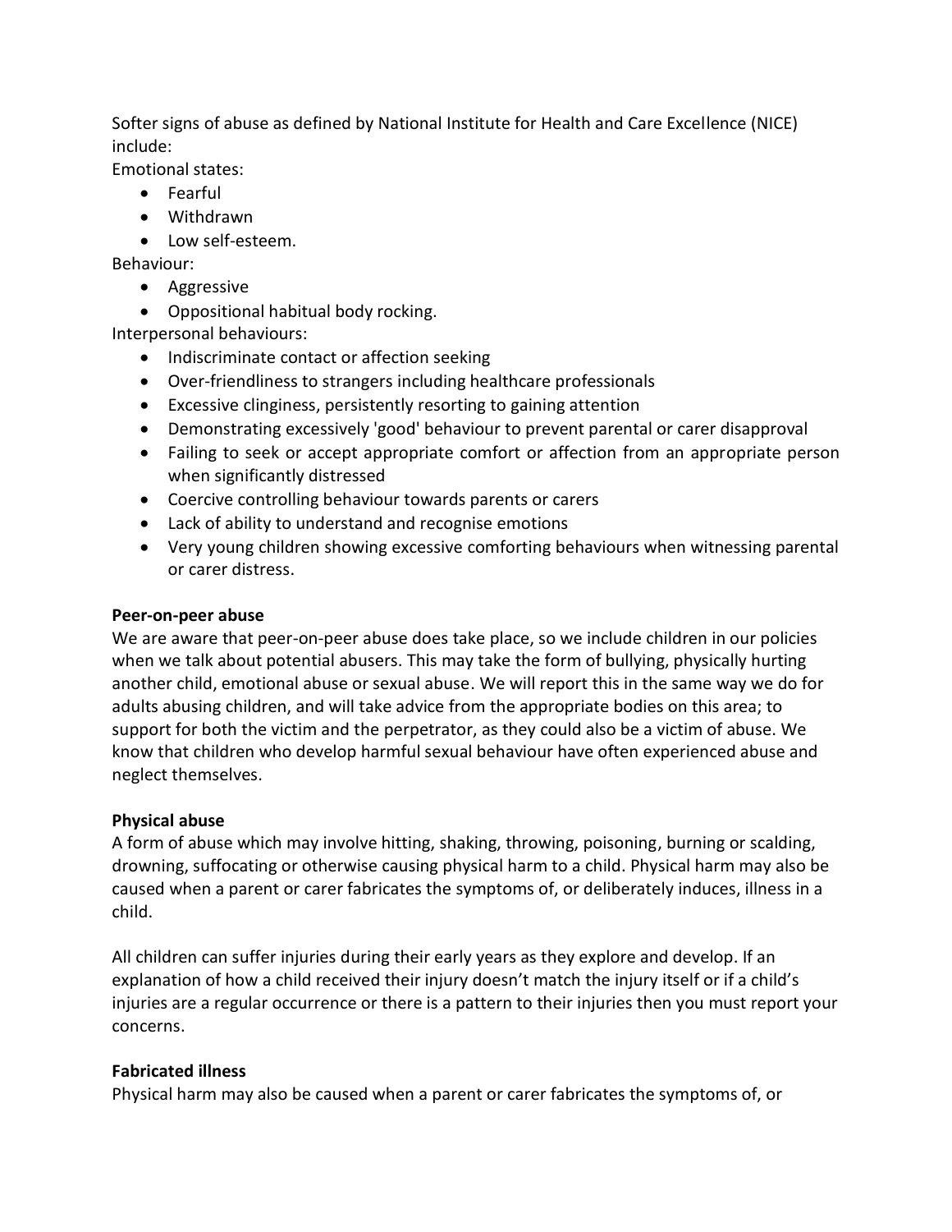Softer signs of abuse as defined by National Institute for Health and Care Excellence (NICE) include:

Emotional states:

- Fearful
- Withdrawn
- Low self-esteem.

Behaviour:

- Aggressive
- Oppositional habitual body rocking.

Interpersonal behaviours:

- Indiscriminate contact or affection seeking
- Over-friendliness to strangers including healthcare professionals
- Excessive clinginess, persistently resorting to gaining attention
- Demonstrating excessively 'good' behaviour to prevent parental or carer disapproval
- Failing to seek or accept appropriate comfort or affection from an appropriate person when significantly distressed
- Coercive controlling behaviour towards parents or carers
- Lack of ability to understand and recognise emotions
- Very young children showing excessive comforting behaviours when witnessing parental or carer distress.

**Peer-on-peer abuse**

We are aware that peer-on-peer abuse does take place, so we include children in our policies when we talk about potential abusers. This may take the form of bullying, physically hurting another child, emotional abuse or sexual abuse. We will report this in the same way we do for adults abusing children, and will take advice from the appropriate bodies on this area; to support for both the victim and the perpetrator, as they could also be a victim of abuse. We know that children who develop harmful sexual behaviour have often experienced abuse and neglect themselves.

**Physical abuse**

A form of abuse which may involve hitting, shaking, throwing, poisoning, burning or scalding, drowning, suffocating or otherwise causing physical harm to a child. Physical harm may also be caused when a parent or carer fabricates the symptoms of, or deliberately induces, illness in a child.

All children can suffer injuries during their early years as they explore and develop. If an explanation of how a child received their injury doesn't match the injury itself or if a child's injuries are a regular occurrence or there is a pattern to their injuries then you must report your concerns.

**Fabricated illness**

Physical harm may also be caused when a parent or carer fabricates the symptoms of, or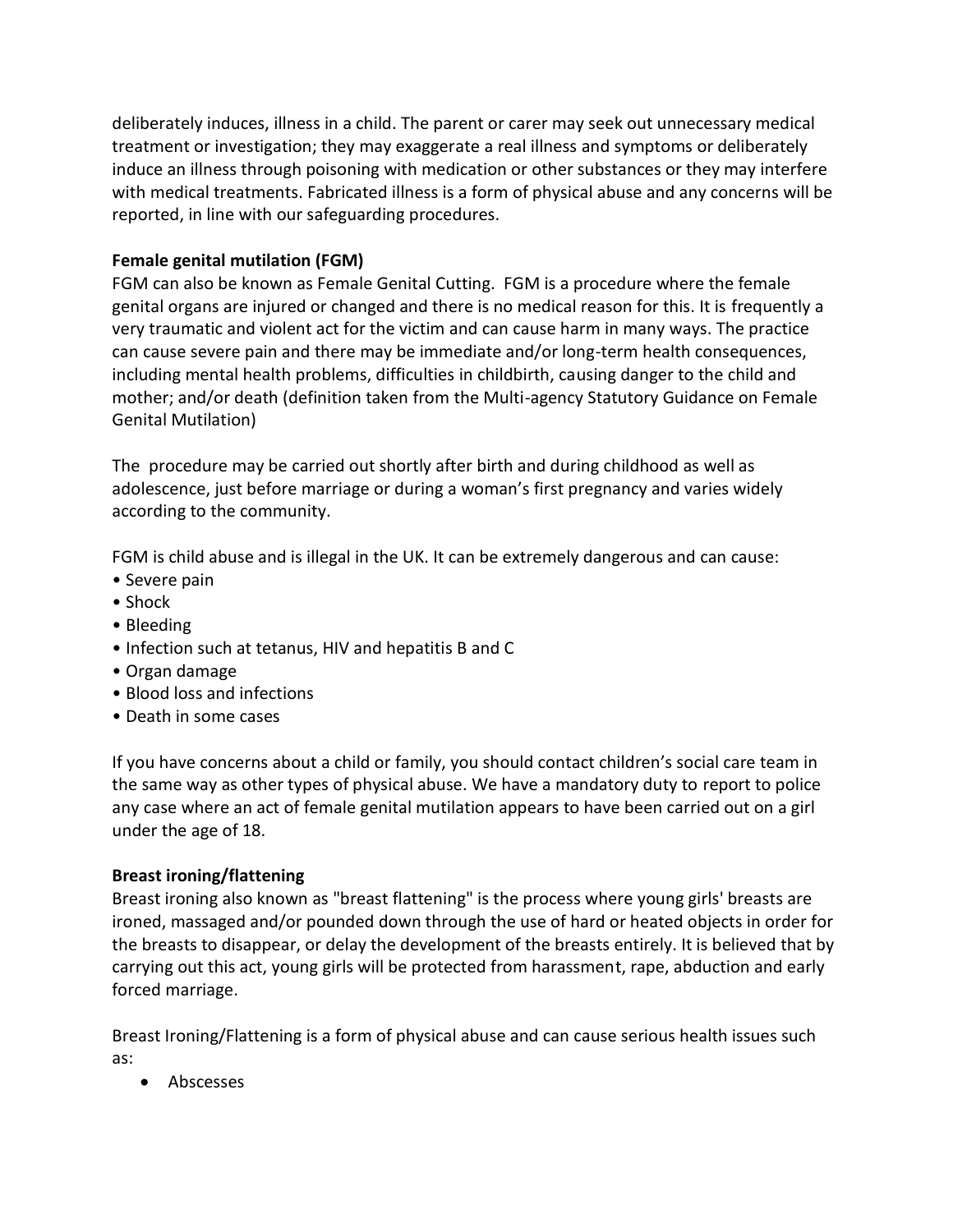deliberately induces, illness in a child. The parent or carer may seek out unnecessary medical treatment or investigation; they may exaggerate a real illness and symptoms or deliberately induce an illness through poisoning with medication or other substances or they may interfere with medical treatments. Fabricated illness is a form of physical abuse and any concerns will be reported, in line with our safeguarding procedures.

**Female genital mutilation (FGM)**

FGM can also be known as Female Genital Cutting. FGM is a procedure where the female genital organs are injured or changed and there is no medical reason for this. It is frequently a very traumatic and violent act for the victim and can cause harm in many ways. The practice can cause severe pain and there may be immediate and/or long-term health consequences, including mental health problems, difficulties in childbirth, causing danger to the child and mother; and/or death (definition taken from the Multi-agency Statutory Guidance on Female Genital Mutilation)

The procedure may be carried out shortly after birth and during childhood as well as adolescence, just before marriage or during a woman's first pregnancy and varies widely according to the community.

FGM is child abuse and is illegal in the UK. It can be extremely dangerous and can cause:

- Severe pain
- Shock
- Bleeding
- Infection such at tetanus, HIV and hepatitis B and C
- Organ damage
- Blood loss and infections
- Death in some cases

If you have concerns about a child or family, you should contact children's social care team in the same way as other types of physical abuse. We have a mandatory duty to report to police any case where an act of female genital mutilation appears to have been carried out on a girl under the age of 18.

**Breast ironing/flattening**

Breast ironing also known as "breast flattening" is the process where young girls' breasts are ironed, massaged and/or pounded down through the use of hard or heated objects in order for the breasts to disappear, or delay the development of the breasts entirely. It is believed that by carrying out this act, young girls will be protected from harassment, rape, abduction and early forced marriage.

Breast Ironing/Flattening is a form of physical abuse and can cause serious health issues such as:

- Abscesses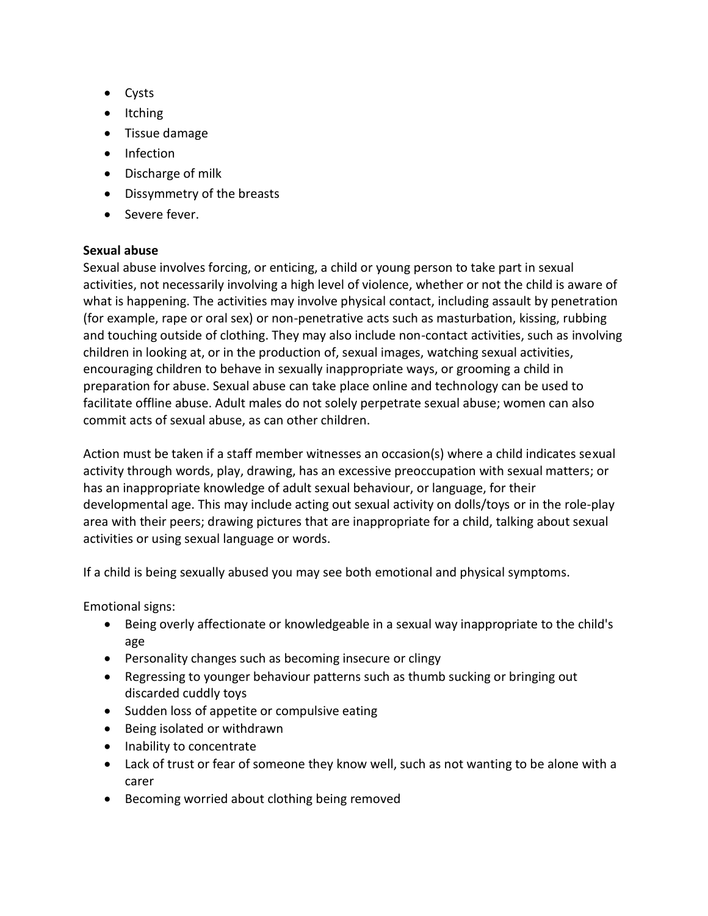- Cysts
- Itching
- Tissue damage
- Infection
- Discharge of milk
- Dissymmetry of the breasts
- Severe fever.

**Sexual abuse**

Sexual abuse involves forcing, or enticing, a child or young person to take part in sexual activities, not necessarily involving a high level of violence, whether or not the child is aware of what is happening. The activities may involve physical contact, including assault by penetration (for example, rape or oral sex) or non-penetrative acts such as masturbation, kissing, rubbing and touching outside of clothing. They may also include non-contact activities, such as involving children in looking at, or in the production of, sexual images, watching sexual activities, encouraging children to behave in sexually inappropriate ways, or grooming a child in preparation for abuse. Sexual abuse can take place online and technology can be used to facilitate offline abuse. Adult males do not solely perpetrate sexual abuse; women can also commit acts of sexual abuse, as can other children.

Action must be taken if a staff member witnesses an occasion(s) where a child indicates sexual activity through words, play, drawing, has an excessive preoccupation with sexual matters; or has an inappropriate knowledge of adult sexual behaviour, or language, for their developmental age. This may include acting out sexual activity on dolls/toys or in the role-play area with their peers; drawing pictures that are inappropriate for a child, talking about sexual activities or using sexual language or words.

If a child is being sexually abused you may see both emotional and physical symptoms.

Emotional signs:

- Being overly affectionate or knowledgeable in a sexual way inappropriate to the child's age
- Personality changes such as becoming insecure or clingy
- Regressing to younger behaviour patterns such as thumb sucking or bringing out discarded cuddly toys
- Sudden loss of appetite or compulsive eating
- Being isolated or withdrawn
- Inability to concentrate
- Lack of trust or fear of someone they know well, such as not wanting to be alone with a carer
- Becoming worried about clothing being removed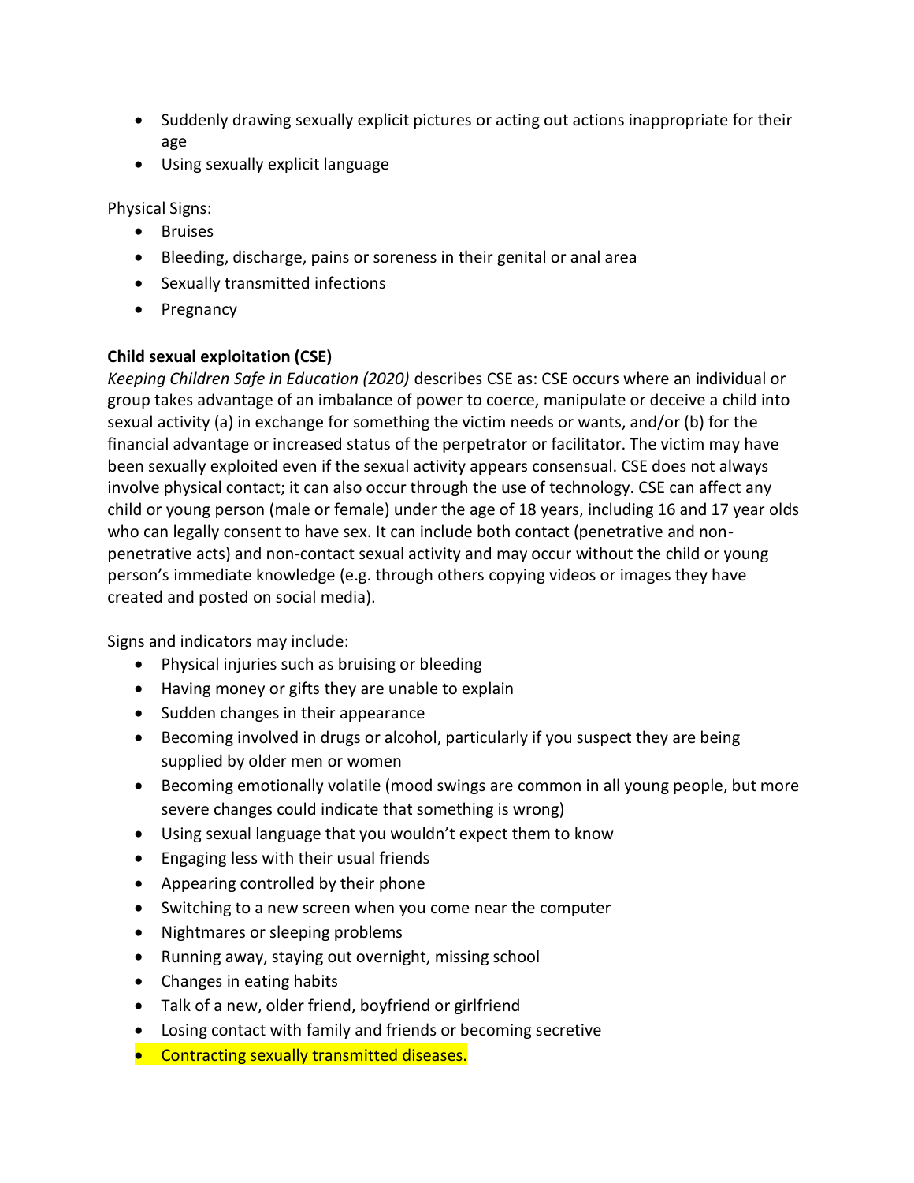- Suddenly drawing sexually explicit pictures or acting out actions inappropriate for their age
- Using sexually explicit language

Physical Signs:

- Bruises
- Bleeding, discharge, pains or soreness in their genital or anal area
- Sexually transmitted infections
- Pregnancy

**Child sexual exploitation (CSE)**

*Keeping Children Safe in Education (2020)* describes CSE as: CSE occurs where an individual or group takes advantage of an imbalance of power to coerce, manipulate or deceive a child into sexual activity (a) in exchange for something the victim needs or wants, and/or (b) for the financial advantage or increased status of the perpetrator or facilitator. The victim may have been sexually exploited even if the sexual activity appears consensual. CSE does not always involve physical contact; it can also occur through the use of technology. CSE can affect any child or young person (male or female) under the age of 18 years, including 16 and 17 year olds who can legally consent to have sex. It can include both contact (penetrative and non-penetrative acts) and non-contact sexual activity and may occur without the child or young person's immediate knowledge (e.g. through others copying videos or images they have created and posted on social media).

Signs and indicators may include:

- Physical injuries such as bruising or bleeding
- Having money or gifts they are unable to explain
- Sudden changes in their appearance
- Becoming involved in drugs or alcohol, particularly if you suspect they are being supplied by older men or women
- Becoming emotionally volatile (mood swings are common in all young people, but more severe changes could indicate that something is wrong)
- Using sexual language that you wouldn't expect them to know
- Engaging less with their usual friends
- Appearing controlled by their phone
- Switching to a new screen when you come near the computer
- Nightmares or sleeping problems
- Running away, staying out overnight, missing school
- Changes in eating habits
- Talk of a new, older friend, boyfriend or girlfriend
- Losing contact with family and friends or becoming secretive
- Contracting sexually transmitted diseases.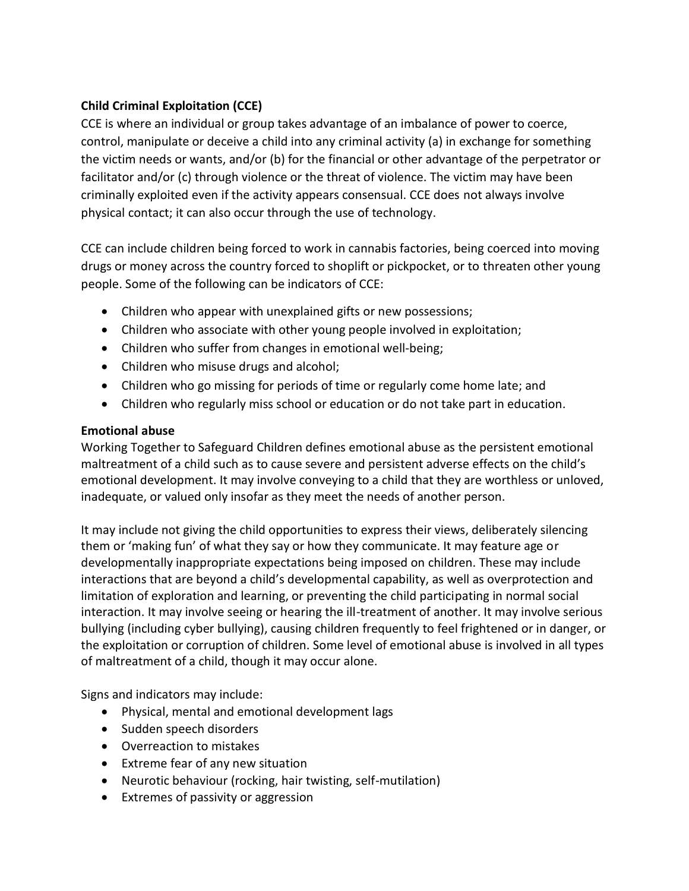**Child Criminal Exploitation (CCE)**

CCE is where an individual or group takes advantage of an imbalance of power to coerce, control, manipulate or deceive a child into any criminal activity (a) in exchange for something the victim needs or wants, and/or (b) for the financial or other advantage of the perpetrator or facilitator and/or (c) through violence or the threat of violence. The victim may have been criminally exploited even if the activity appears consensual. CCE does not always involve physical contact; it can also occur through the use of technology.

CCE can include children being forced to work in cannabis factories, being coerced into moving drugs or money across the country forced to shoplift or pickpocket, or to threaten other young people. Some of the following can be indicators of CCE:

- Children who appear with unexplained gifts or new possessions;
- Children who associate with other young people involved in exploitation;
- Children who suffer from changes in emotional well-being;
- Children who misuse drugs and alcohol;
- Children who go missing for periods of time or regularly come home late; and
- Children who regularly miss school or education or do not take part in education.

**Emotional abuse**

Working Together to Safeguard Children defines emotional abuse as the persistent emotional maltreatment of a child such as to cause severe and persistent adverse effects on the child's emotional development. It may involve conveying to a child that they are worthless or unloved, inadequate, or valued only insofar as they meet the needs of another person.

It may include not giving the child opportunities to express their views, deliberately silencing them or 'making fun' of what they say or how they communicate. It may feature age or developmentally inappropriate expectations being imposed on children. These may include interactions that are beyond a child's developmental capability, as well as overprotection and limitation of exploration and learning, or preventing the child participating in normal social interaction. It may involve seeing or hearing the ill-treatment of another. It may involve serious bullying (including cyber bullying), causing children frequently to feel frightened or in danger, or the exploitation or corruption of children. Some level of emotional abuse is involved in all types of maltreatment of a child, though it may occur alone.

Signs and indicators may include:

- Physical, mental and emotional development lags
- Sudden speech disorders
- Overreaction to mistakes
- Extreme fear of any new situation
- Neurotic behaviour (rocking, hair twisting, self-mutilation)
- Extremes of passivity or aggression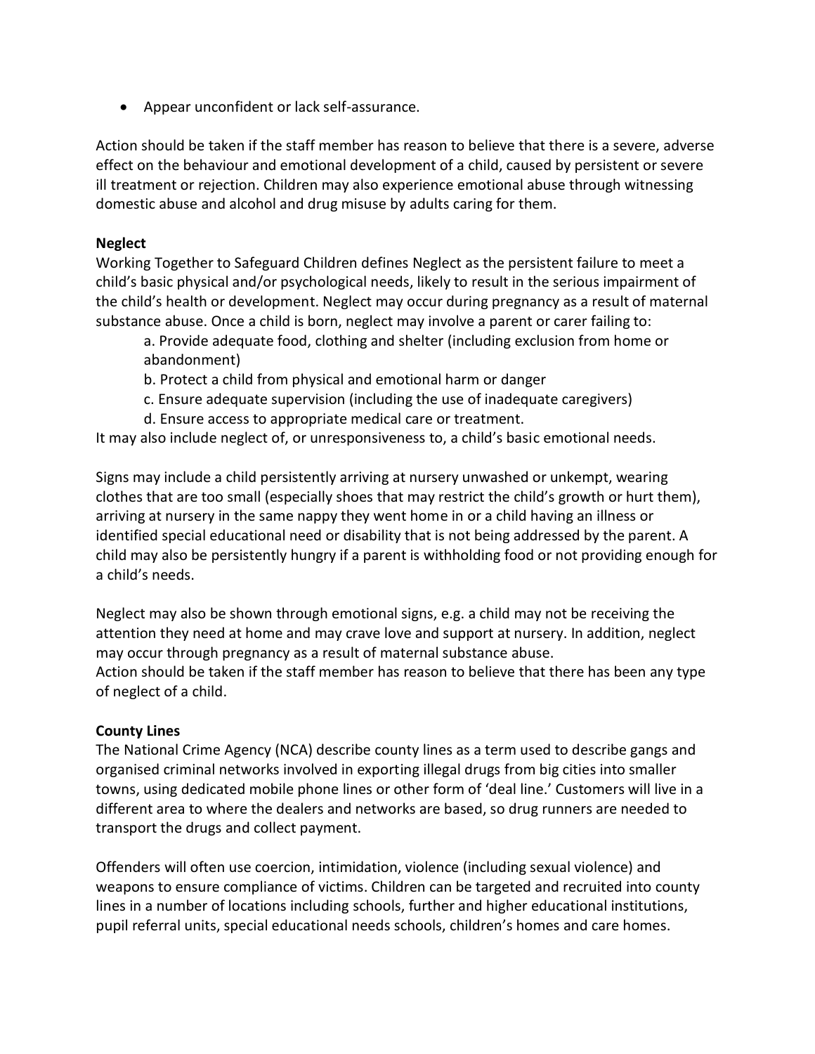- Appear unconfident or lack self-assurance.

Action should be taken if the staff member has reason to believe that there is a severe, adverse effect on the behaviour and emotional development of a child, caused by persistent or severe ill treatment or rejection. Children may also experience emotional abuse through witnessing domestic abuse and alcohol and drug misuse by adults caring for them.

**Neglect**

Working Together to Safeguard Children defines Neglect as the persistent failure to meet a child's basic physical and/or psychological needs, likely to result in the serious impairment of the child's health or development. Neglect may occur during pregnancy as a result of maternal substance abuse. Once a child is born, neglect may involve a parent or carer failing to:

a. Provide adequate food, clothing and shelter (including exclusion from home or abandonment)
b. Protect a child from physical and emotional harm or danger
c. Ensure adequate supervision (including the use of inadequate caregivers)
d. Ensure access to appropriate medical care or treatment.

It may also include neglect of, or unresponsiveness to, a child's basic emotional needs.

Signs may include a child persistently arriving at nursery unwashed or unkempt, wearing clothes that are too small (especially shoes that may restrict the child's growth or hurt them), arriving at nursery in the same nappy they went home in or a child having an illness or identified special educational need or disability that is not being addressed by the parent. A child may also be persistently hungry if a parent is withholding food or not providing enough for a child's needs.

Neglect may also be shown through emotional signs, e.g. a child may not be receiving the attention they need at home and may crave love and support at nursery. In addition, neglect may occur through pregnancy as a result of maternal substance abuse.
Action should be taken if the staff member has reason to believe that there has been any type of neglect of a child.

**County Lines**

The National Crime Agency (NCA) describe county lines as a term used to describe gangs and organised criminal networks involved in exporting illegal drugs from big cities into smaller towns, using dedicated mobile phone lines or other form of 'deal line.' Customers will live in a different area to where the dealers and networks are based, so drug runners are needed to transport the drugs and collect payment.

Offenders will often use coercion, intimidation, violence (including sexual violence) and weapons to ensure compliance of victims. Children can be targeted and recruited into county lines in a number of locations including schools, further and higher educational institutions, pupil referral units, special educational needs schools, children's homes and care homes.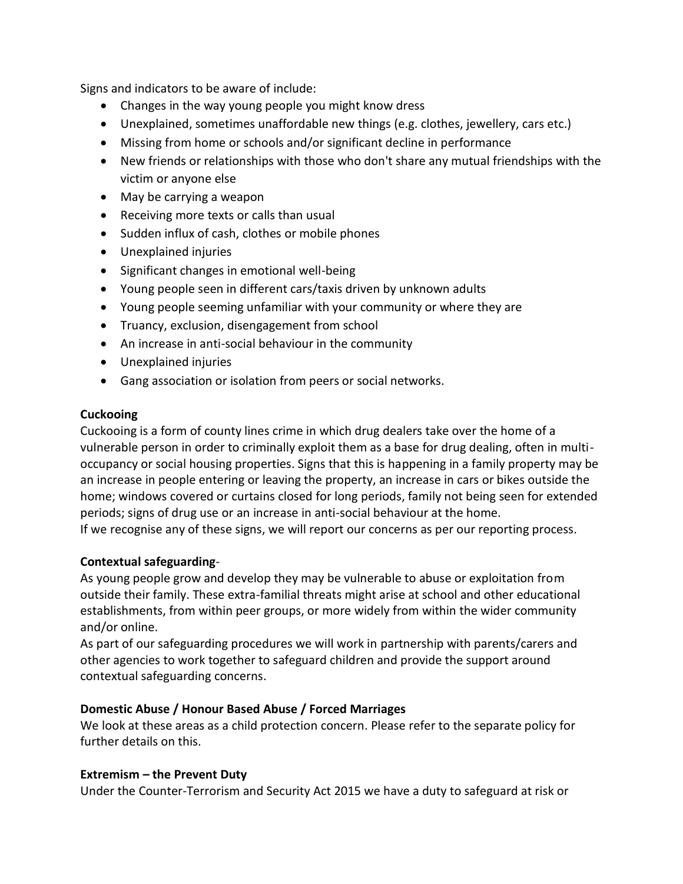Signs and indicators to be aware of include:

- Changes in the way young people you might know dress
- Unexplained, sometimes unaffordable new things (e.g. clothes, jewellery, cars etc.)
- Missing from home or schools and/or significant decline in performance
- New friends or relationships with those who don't share any mutual friendships with the victim or anyone else
- May be carrying a weapon
- Receiving more texts or calls than usual
- Sudden influx of cash, clothes or mobile phones
- Unexplained injuries
- Significant changes in emotional well-being
- Young people seen in different cars/taxis driven by unknown adults
- Young people seeming unfamiliar with your community or where they are
- Truancy, exclusion, disengagement from school
- An increase in anti-social behaviour in the community
- Unexplained injuries
- Gang association or isolation from peers or social networks.

**Cuckooing**

Cuckooing is a form of county lines crime in which drug dealers take over the home of a vulnerable person in order to criminally exploit them as a base for drug dealing, often in multi-occupancy or social housing properties. Signs that this is happening in a family property may be an increase in people entering or leaving the property, an increase in cars or bikes outside the home; windows covered or curtains closed for long periods, family not being seen for extended periods; signs of drug use or an increase in anti-social behaviour at the home.
If we recognise any of these signs, we will report our concerns as per our reporting process.

**Contextual safeguarding**-

As young people grow and develop they may be vulnerable to abuse or exploitation from outside their family. These extra-familial threats might arise at school and other educational establishments, from within peer groups, or more widely from within the wider community and/or online.
As part of our safeguarding procedures we will work in partnership with parents/carers and other agencies to work together to safeguard children and provide the support around contextual safeguarding concerns.

**Domestic Abuse / Honour Based Abuse / Forced Marriages**

We look at these areas as a child protection concern. Please refer to the separate policy for further details on this.

**Extremism – the Prevent Duty**

Under the Counter-Terrorism and Security Act 2015 we have a duty to safeguard at risk or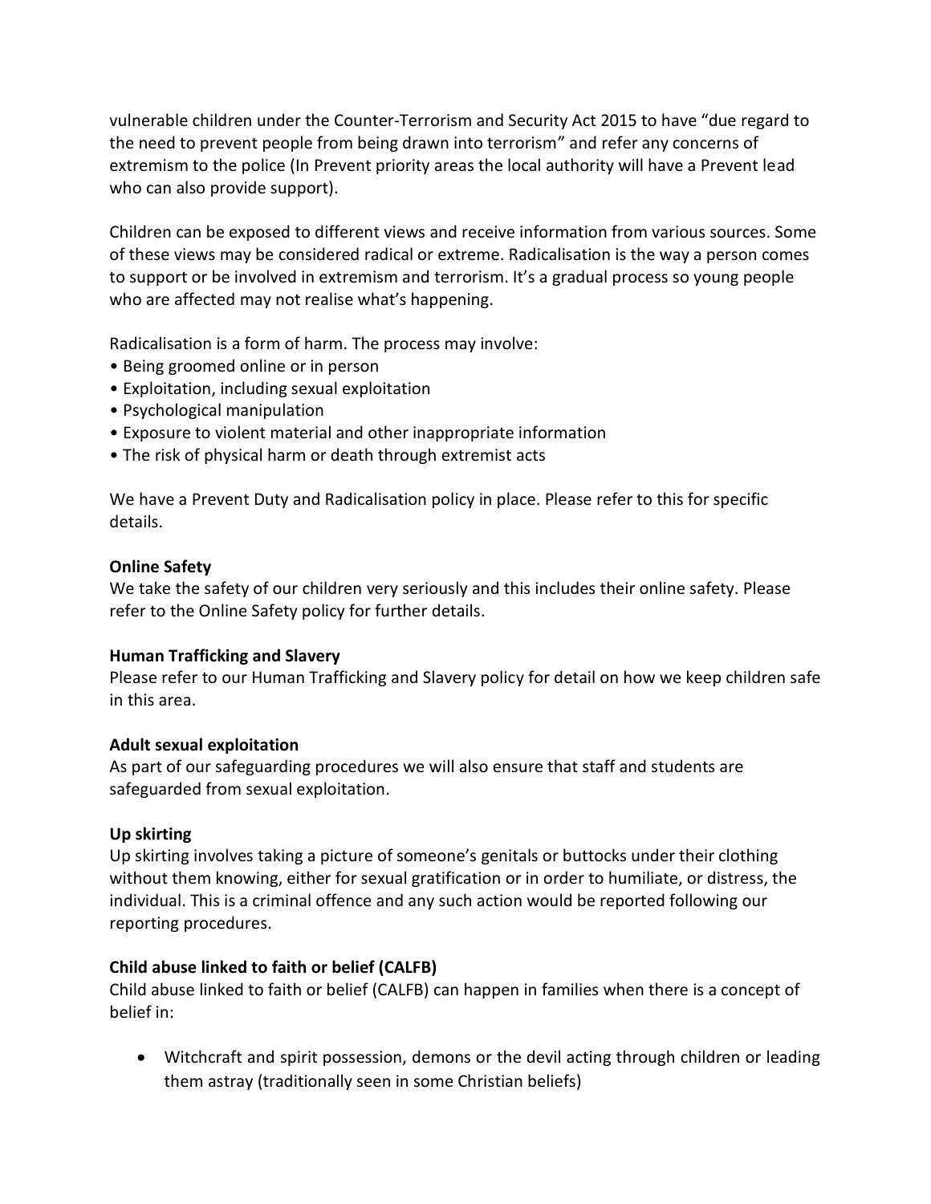vulnerable children under the Counter-Terrorism and Security Act 2015 to have "due regard to the need to prevent people from being drawn into terrorism" and refer any concerns of extremism to the police (In Prevent priority areas the local authority will have a Prevent lead who can also provide support).

Children can be exposed to different views and receive information from various sources. Some of these views may be considered radical or extreme. Radicalisation is the way a person comes to support or be involved in extremism and terrorism. It's a gradual process so young people who are affected may not realise what's happening.

Radicalisation is a form of harm. The process may involve:

- Being groomed online or in person
- Exploitation, including sexual exploitation
- Psychological manipulation
- Exposure to violent material and other inappropriate information
- The risk of physical harm or death through extremist acts

We have a Prevent Duty and Radicalisation policy in place. Please refer to this for specific details.

**Online Safety**

We take the safety of our children very seriously and this includes their online safety. Please refer to the Online Safety policy for further details.

**Human Trafficking and Slavery**

Please refer to our Human Trafficking and Slavery policy for detail on how we keep children safe in this area.

**Adult sexual exploitation**

As part of our safeguarding procedures we will also ensure that staff and students are safeguarded from sexual exploitation.

**Up skirting**

Up skirting involves taking a picture of someone's genitals or buttocks under their clothing without them knowing, either for sexual gratification or in order to humiliate, or distress, the individual. This is a criminal offence and any such action would be reported following our reporting procedures.

**Child abuse linked to faith or belief (CALFB)**

Child abuse linked to faith or belief (CALFB) can happen in families when there is a concept of belief in:

- Witchcraft and spirit possession, demons or the devil acting through children or leading them astray (traditionally seen in some Christian beliefs)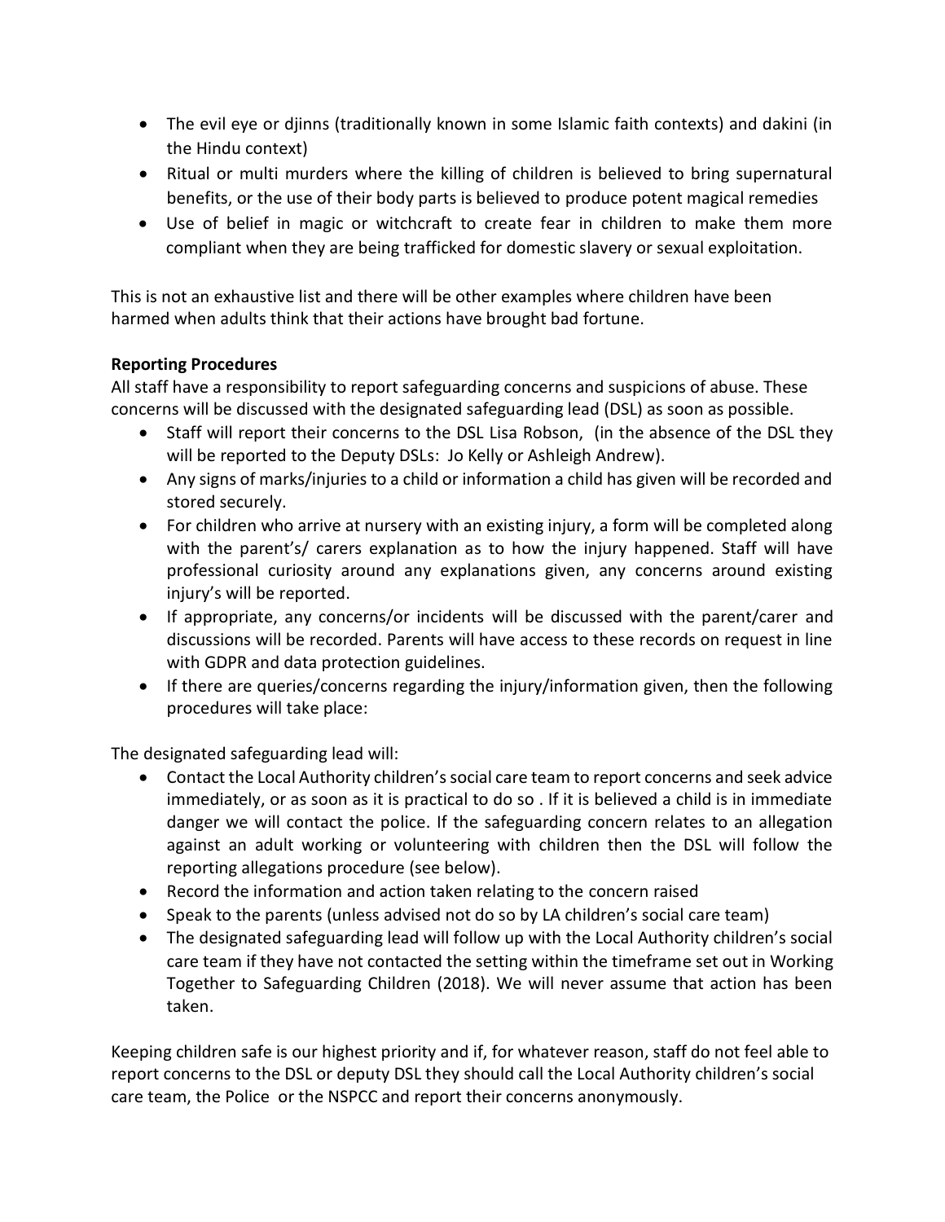- The evil eye or djinns (traditionally known in some Islamic faith contexts) and dakini (in the Hindu context)
- Ritual or multi murders where the killing of children is believed to bring supernatural benefits, or the use of their body parts is believed to produce potent magical remedies
- Use of belief in magic or witchcraft to create fear in children to make them more compliant when they are being trafficked for domestic slavery or sexual exploitation.

This is not an exhaustive list and there will be other examples where children have been harmed when adults think that their actions have brought bad fortune.

**Reporting Procedures**

All staff have a responsibility to report safeguarding concerns and suspicions of abuse. These concerns will be discussed with the designated safeguarding lead (DSL) as soon as possible.

- Staff will report their concerns to the DSL Lisa Robson, (in the absence of the DSL they will be reported to the Deputy DSLs: Jo Kelly or Ashleigh Andrew).
- Any signs of marks/injuries to a child or information a child has given will be recorded and stored securely.
- For children who arrive at nursery with an existing injury, a form will be completed along with the parent's/ carers explanation as to how the injury happened. Staff will have professional curiosity around any explanations given, any concerns around existing injury's will be reported.
- If appropriate, any concerns/or incidents will be discussed with the parent/carer and discussions will be recorded. Parents will have access to these records on request in line with GDPR and data protection guidelines.
- If there are queries/concerns regarding the injury/information given, then the following procedures will take place:

The designated safeguarding lead will:

- Contact the Local Authority children's social care team to report concerns and seek advice immediately, or as soon as it is practical to do so . If it is believed a child is in immediate danger we will contact the police. If the safeguarding concern relates to an allegation against an adult working or volunteering with children then the DSL will follow the reporting allegations procedure (see below).
- Record the information and action taken relating to the concern raised
- Speak to the parents (unless advised not do so by LA children's social care team)
- The designated safeguarding lead will follow up with the Local Authority children's social care team if they have not contacted the setting within the timeframe set out in Working Together to Safeguarding Children (2018). We will never assume that action has been taken.

Keeping children safe is our highest priority and if, for whatever reason, staff do not feel able to report concerns to the DSL or deputy DSL they should call the Local Authority children's social care team, the Police or the NSPCC and report their concerns anonymously.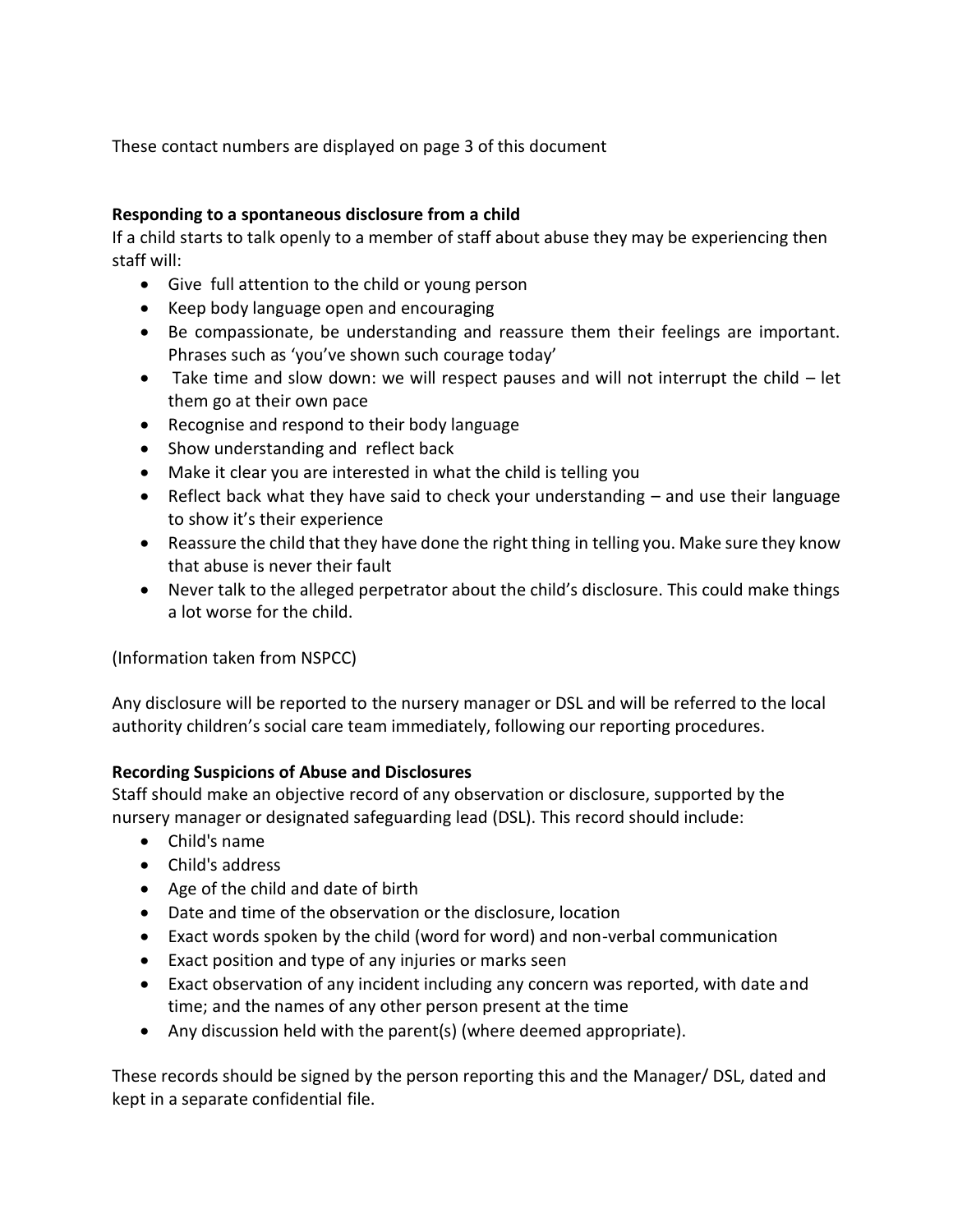These contact numbers are displayed on page 3 of this document

**Responding to a spontaneous disclosure from a child**

If a child starts to talk openly to a member of staff about abuse they may be experiencing then staff will:

- Give full attention to the child or young person
- Keep body language open and encouraging
- Be compassionate, be understanding and reassure them their feelings are important. Phrases such as 'you've shown such courage today'
- Take time and slow down: we will respect pauses and will not interrupt the child – let them go at their own pace
- Recognise and respond to their body language
- Show understanding and reflect back
- Make it clear you are interested in what the child is telling you
- Reflect back what they have said to check your understanding – and use their language to show it's their experience
- Reassure the child that they have done the right thing in telling you. Make sure they know that abuse is never their fault
- Never talk to the alleged perpetrator about the child's disclosure. This could make things a lot worse for the child.

(Information taken from NSPCC)

Any disclosure will be reported to the nursery manager or DSL and will be referred to the local authority children's social care team immediately, following our reporting procedures.

**Recording Suspicions of Abuse and Disclosures**

Staff should make an objective record of any observation or disclosure, supported by the nursery manager or designated safeguarding lead (DSL). This record should include:

- Child's name
- Child's address
- Age of the child and date of birth
- Date and time of the observation or the disclosure, location
- Exact words spoken by the child (word for word) and non-verbal communication
- Exact position and type of any injuries or marks seen
- Exact observation of any incident including any concern was reported, with date and time; and the names of any other person present at the time
- Any discussion held with the parent(s) (where deemed appropriate).

These records should be signed by the person reporting this and the Manager/ DSL, dated and kept in a separate confidential file.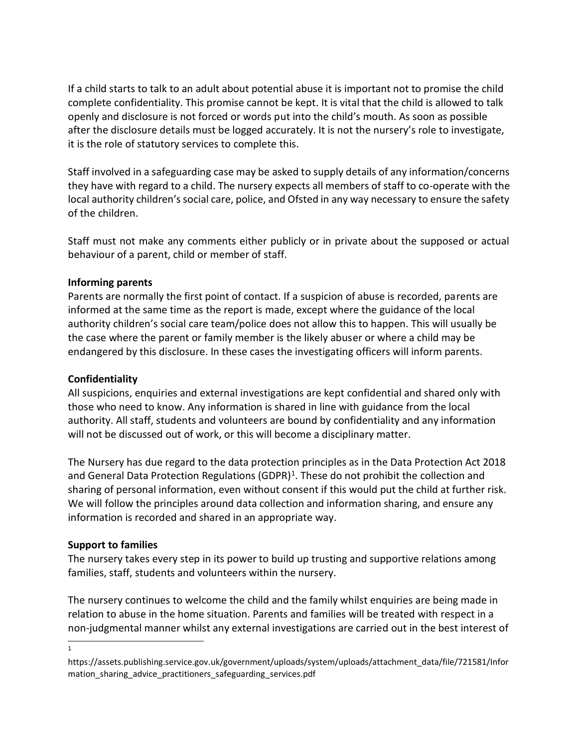If a child starts to talk to an adult about potential abuse it is important not to promise the child complete confidentiality. This promise cannot be kept. It is vital that the child is allowed to talk openly and disclosure is not forced or words put into the child's mouth. As soon as possible after the disclosure details must be logged accurately. It is not the nursery's role to investigate, it is the role of statutory services to complete this.

Staff involved in a safeguarding case may be asked to supply details of any information/concerns they have with regard to a child. The nursery expects all members of staff to co-operate with the local authority children's social care, police, and Ofsted in any way necessary to ensure the safety of the children.

Staff must not make any comments either publicly or in private about the supposed or actual behaviour of a parent, child or member of staff.

**Informing parents**

Parents are normally the first point of contact. If a suspicion of abuse is recorded, parents are informed at the same time as the report is made, except where the guidance of the local authority children's social care team/police does not allow this to happen. This will usually be the case where the parent or family member is the likely abuser or where a child may be endangered by this disclosure. In these cases the investigating officers will inform parents.

**Confidentiality**

All suspicions, enquiries and external investigations are kept confidential and shared only with those who need to know. Any information is shared in line with guidance from the local authority. All staff, students and volunteers are bound by confidentiality and any information will not be discussed out of work, or this will become a disciplinary matter.

The Nursery has due regard to the data protection principles as in the Data Protection Act 2018 and General Data Protection Regulations (GDPR)[1]. These do not prohibit the collection and sharing of personal information, even without consent if this would put the child at further risk. We will follow the principles around data collection and information sharing, and ensure any information is recorded and shared in an appropriate way.

**Support to families**

The nursery takes every step in its power to build up trusting and supportive relations among families, staff, students and volunteers within the nursery.

The nursery continues to welcome the child and the family whilst enquiries are being made in relation to abuse in the home situation. Parents and families will be treated with respect in a non-judgmental manner whilst any external investigations are carried out in the best interest of

---

[1] https://assets.publishing.service.gov.uk/government/uploads/system/uploads/attachment_data/file/721581/Information_sharing_advice_practitioners_safeguarding_services.pdf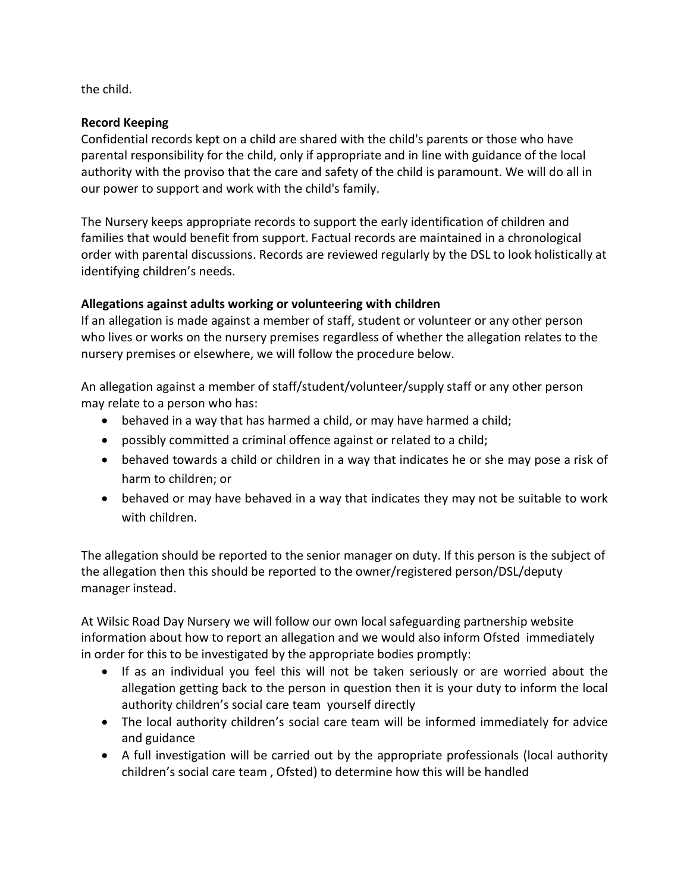the child.

**Record Keeping**

Confidential records kept on a child are shared with the child's parents or those who have parental responsibility for the child, only if appropriate and in line with guidance of the local authority with the proviso that the care and safety of the child is paramount. We will do all in our power to support and work with the child's family.

The Nursery keeps appropriate records to support the early identification of children and families that would benefit from support. Factual records are maintained in a chronological order with parental discussions. Records are reviewed regularly by the DSL to look holistically at identifying children's needs.

**Allegations against adults working or volunteering with children**

If an allegation is made against a member of staff, student or volunteer or any other person who lives or works on the nursery premises regardless of whether the allegation relates to the nursery premises or elsewhere, we will follow the procedure below.

An allegation against a member of staff/student/volunteer/supply staff or any other person may relate to a person who has:

- behaved in a way that has harmed a child, or may have harmed a child;
- possibly committed a criminal offence against or related to a child;
- behaved towards a child or children in a way that indicates he or she may pose a risk of harm to children; or
- behaved or may have behaved in a way that indicates they may not be suitable to work with children.

The allegation should be reported to the senior manager on duty. If this person is the subject of the allegation then this should be reported to the owner/registered person/DSL/deputy manager instead.

At Wilsic Road Day Nursery we will follow our own local safeguarding partnership website information about how to report an allegation and we would also inform Ofsted immediately in order for this to be investigated by the appropriate bodies promptly:

- If as an individual you feel this will not be taken seriously or are worried about the allegation getting back to the person in question then it is your duty to inform the local authority children's social care team yourself directly
- The local authority children's social care team will be informed immediately for advice and guidance
- A full investigation will be carried out by the appropriate professionals (local authority children's social care team , Ofsted) to determine how this will be handled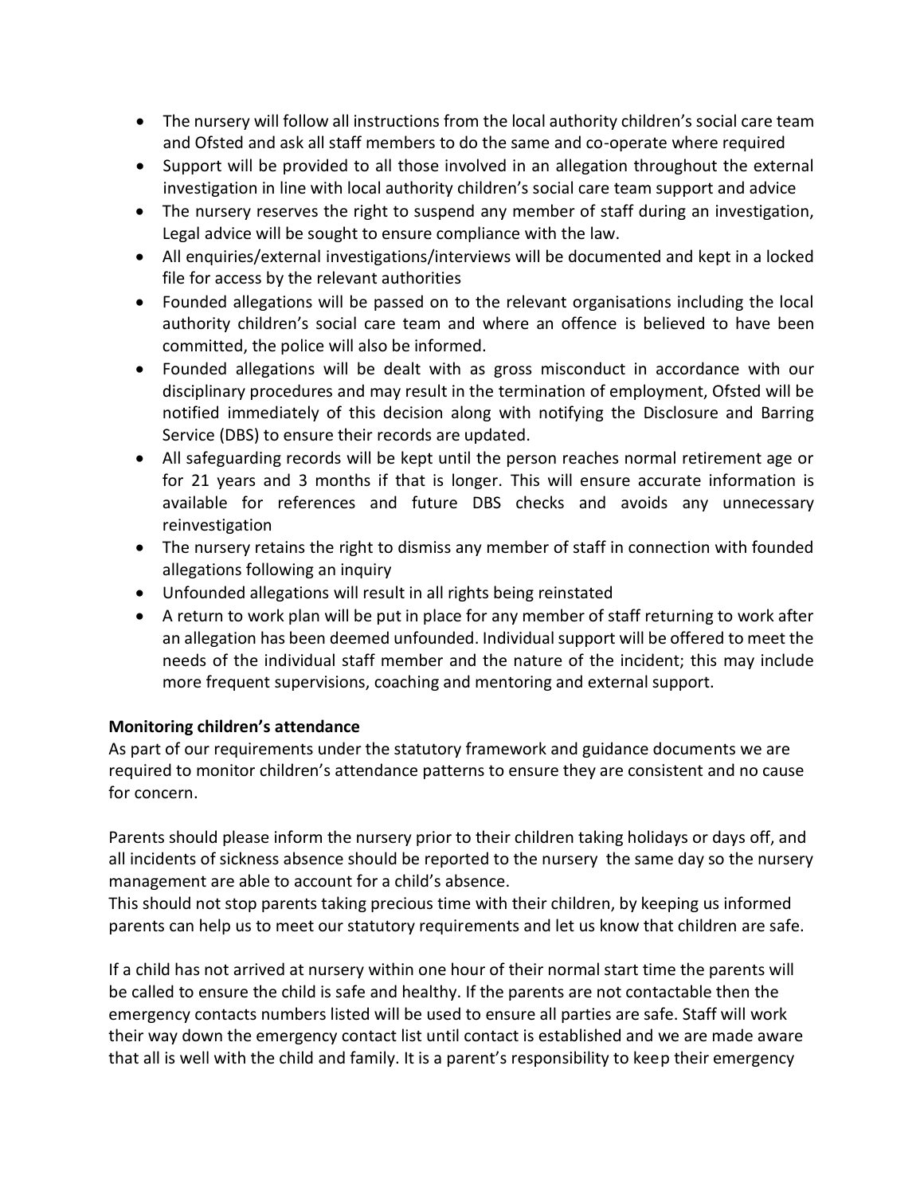- The nursery will follow all instructions from the local authority children's social care team and Ofsted and ask all staff members to do the same and co-operate where required
- Support will be provided to all those involved in an allegation throughout the external investigation in line with local authority children's social care team support and advice
- The nursery reserves the right to suspend any member of staff during an investigation, Legal advice will be sought to ensure compliance with the law.
- All enquiries/external investigations/interviews will be documented and kept in a locked file for access by the relevant authorities
- Founded allegations will be passed on to the relevant organisations including the local authority children's social care team and where an offence is believed to have been committed, the police will also be informed.
- Founded allegations will be dealt with as gross misconduct in accordance with our disciplinary procedures and may result in the termination of employment, Ofsted will be notified immediately of this decision along with notifying the Disclosure and Barring Service (DBS) to ensure their records are updated.
- All safeguarding records will be kept until the person reaches normal retirement age or for 21 years and 3 months if that is longer. This will ensure accurate information is available for references and future DBS checks and avoids any unnecessary reinvestigation
- The nursery retains the right to dismiss any member of staff in connection with founded allegations following an inquiry
- Unfounded allegations will result in all rights being reinstated
- A return to work plan will be put in place for any member of staff returning to work after an allegation has been deemed unfounded. Individual support will be offered to meet the needs of the individual staff member and the nature of the incident; this may include more frequent supervisions, coaching and mentoring and external support.

**Monitoring children's attendance**

As part of our requirements under the statutory framework and guidance documents we are required to monitor children's attendance patterns to ensure they are consistent and no cause for concern.

Parents should please inform the nursery prior to their children taking holidays or days off, and all incidents of sickness absence should be reported to the nursery the same day so the nursery management are able to account for a child's absence.
This should not stop parents taking precious time with their children, by keeping us informed parents can help us to meet our statutory requirements and let us know that children are safe.

If a child has not arrived at nursery within one hour of their normal start time the parents will be called to ensure the child is safe and healthy. If the parents are not contactable then the emergency contacts numbers listed will be used to ensure all parties are safe. Staff will work their way down the emergency contact list until contact is established and we are made aware that all is well with the child and family. It is a parent's responsibility to keep their emergency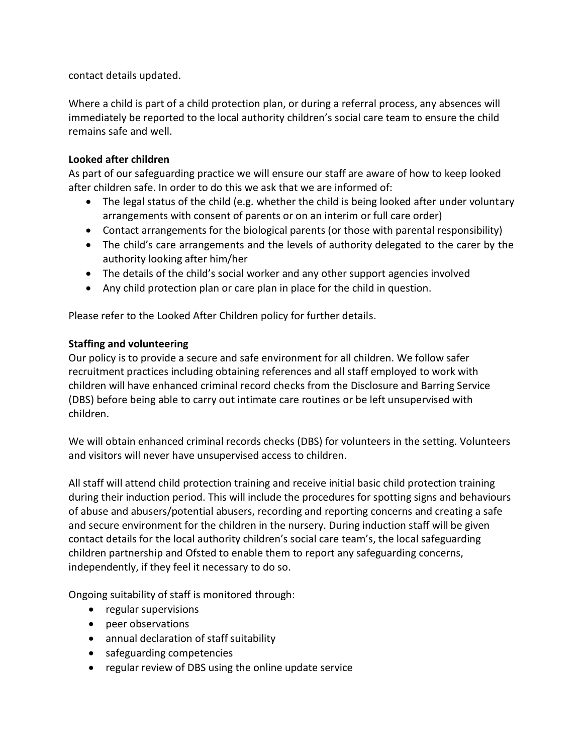contact details updated.

Where a child is part of a child protection plan, or during a referral process, any absences will immediately be reported to the local authority children's social care team to ensure the child remains safe and well.

**Looked after children**

As part of our safeguarding practice we will ensure our staff are aware of how to keep looked after children safe. In order to do this we ask that we are informed of:

- The legal status of the child (e.g. whether the child is being looked after under voluntary arrangements with consent of parents or on an interim or full care order)
- Contact arrangements for the biological parents (or those with parental responsibility)
- The child's care arrangements and the levels of authority delegated to the carer by the authority looking after him/her
- The details of the child's social worker and any other support agencies involved
- Any child protection plan or care plan in place for the child in question.

Please refer to the Looked After Children policy for further details.

**Staffing and volunteering**

Our policy is to provide a secure and safe environment for all children. We follow safer recruitment practices including obtaining references and all staff employed to work with children will have enhanced criminal record checks from the Disclosure and Barring Service (DBS) before being able to carry out intimate care routines or be left unsupervised with children.

We will obtain enhanced criminal records checks (DBS) for volunteers in the setting. Volunteers and visitors will never have unsupervised access to children.

All staff will attend child protection training and receive initial basic child protection training during their induction period. This will include the procedures for spotting signs and behaviours of abuse and abusers/potential abusers, recording and reporting concerns and creating a safe and secure environment for the children in the nursery. During induction staff will be given contact details for the local authority children's social care team's, the local safeguarding children partnership and Ofsted to enable them to report any safeguarding concerns, independently, if they feel it necessary to do so.

Ongoing suitability of staff is monitored through:

- regular supervisions
- peer observations
- annual declaration of staff suitability
- safeguarding competencies
- regular review of DBS using the online update service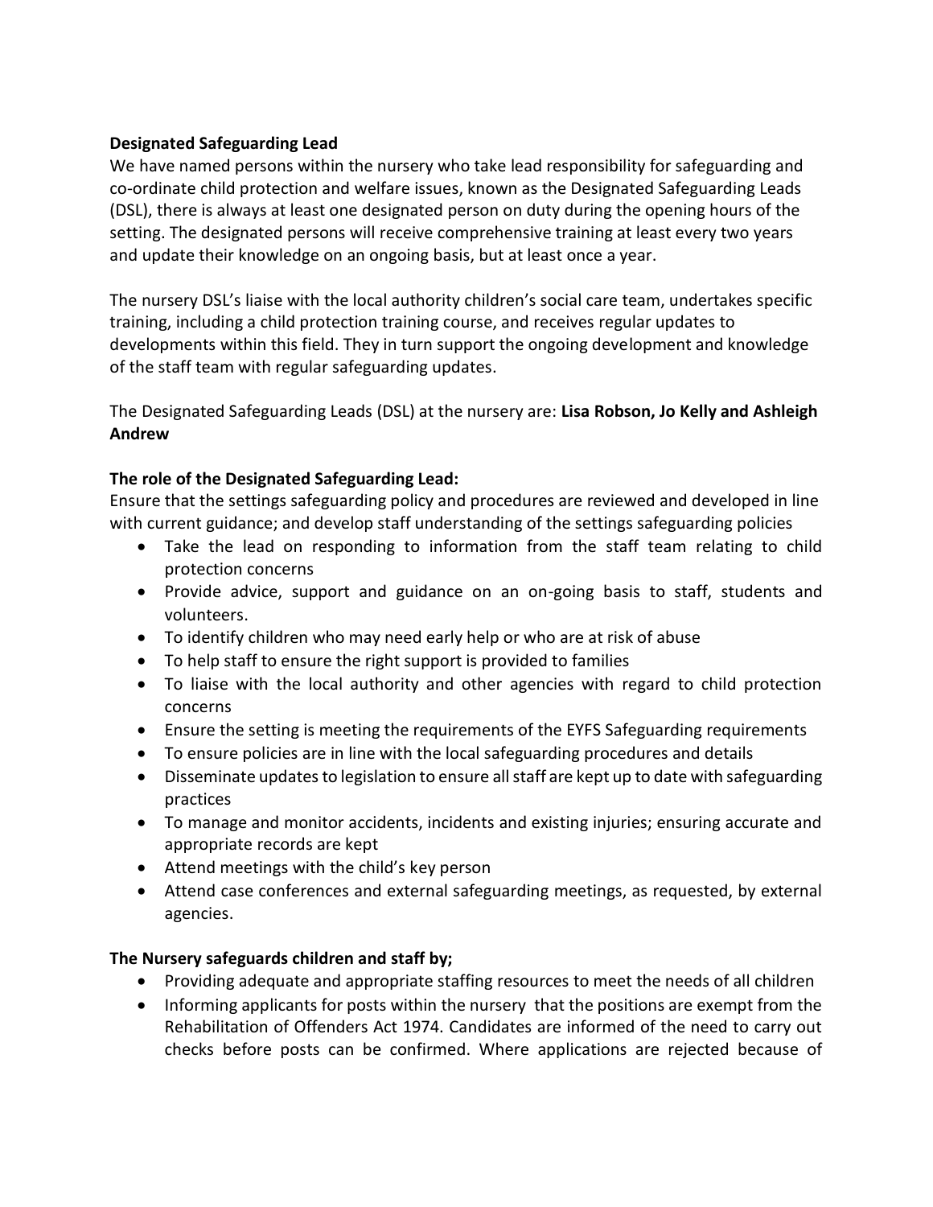**Designated Safeguarding Lead**

We have named persons within the nursery who take lead responsibility for safeguarding and co-ordinate child protection and welfare issues, known as the Designated Safeguarding Leads (DSL), there is always at least one designated person on duty during the opening hours of the setting. The designated persons will receive comprehensive training at least every two years and update their knowledge on an ongoing basis, but at least once a year.

The nursery DSL's liaise with the local authority children's social care team, undertakes specific training, including a child protection training course, and receives regular updates to developments within this field. They in turn support the ongoing development and knowledge of the staff team with regular safeguarding updates.

The Designated Safeguarding Leads (DSL) at the nursery are: **Lisa Robson, Jo Kelly and Ashleigh Andrew**

**The role of the Designated Safeguarding Lead:**

Ensure that the settings safeguarding policy and procedures are reviewed and developed in line with current guidance; and develop staff understanding of the settings safeguarding policies

- Take the lead on responding to information from the staff team relating to child protection concerns
- Provide advice, support and guidance on an on-going basis to staff, students and volunteers.
- To identify children who may need early help or who are at risk of abuse
- To help staff to ensure the right support is provided to families
- To liaise with the local authority and other agencies with regard to child protection concerns
- Ensure the setting is meeting the requirements of the EYFS Safeguarding requirements
- To ensure policies are in line with the local safeguarding procedures and details
- Disseminate updates to legislation to ensure all staff are kept up to date with safeguarding practices
- To manage and monitor accidents, incidents and existing injuries; ensuring accurate and appropriate records are kept
- Attend meetings with the child's key person
- Attend case conferences and external safeguarding meetings, as requested, by external agencies.

**The Nursery safeguards children and staff by;**

- Providing adequate and appropriate staffing resources to meet the needs of all children
- Informing applicants for posts within the nursery that the positions are exempt from the Rehabilitation of Offenders Act 1974. Candidates are informed of the need to carry out checks before posts can be confirmed. Where applications are rejected because of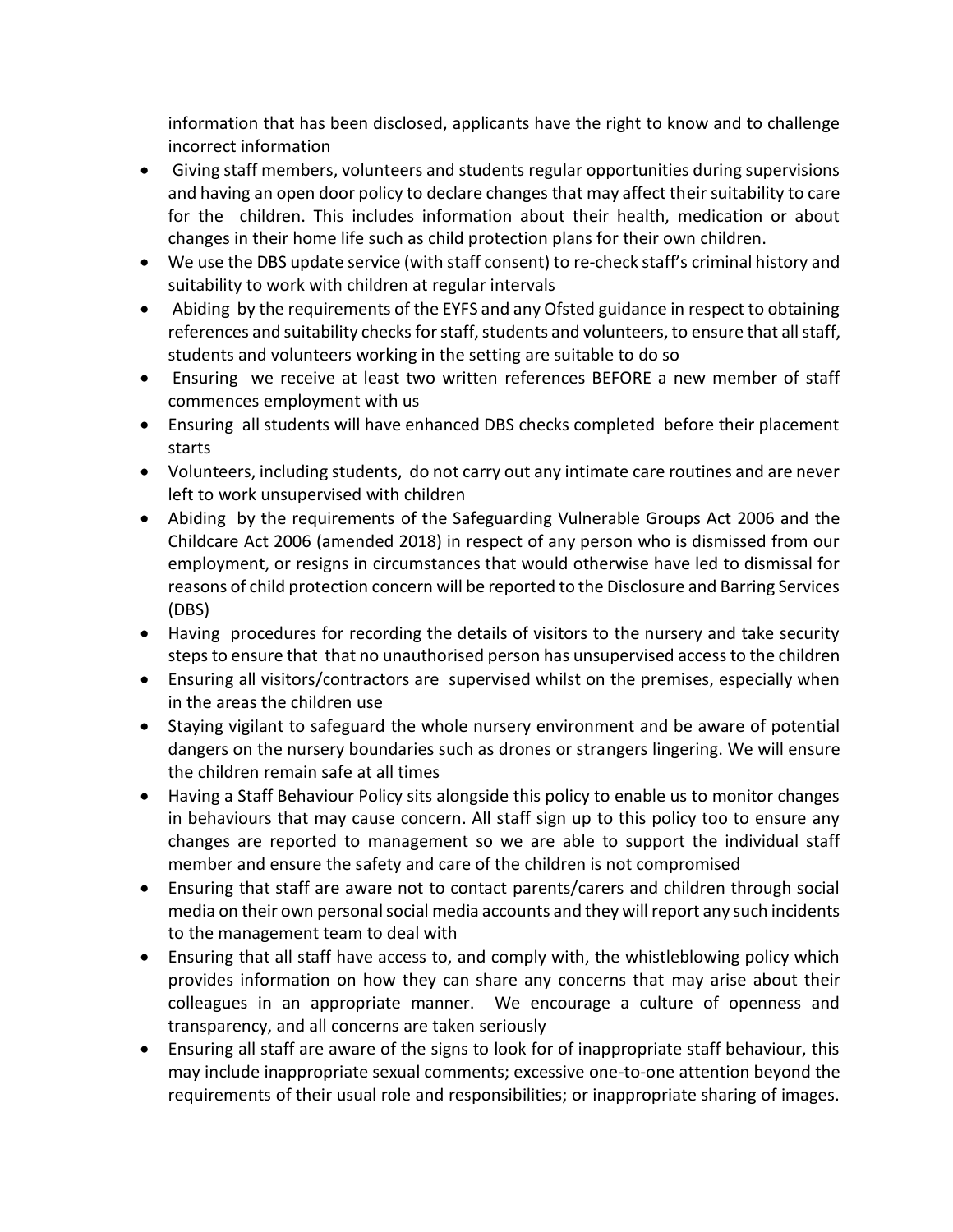information that has been disclosed, applicants have the right to know and to challenge incorrect information

- Giving staff members, volunteers and students regular opportunities during supervisions and having an open door policy to declare changes that may affect their suitability to care for the children. This includes information about their health, medication or about changes in their home life such as child protection plans for their own children.
- We use the DBS update service (with staff consent) to re-check staff's criminal history and suitability to work with children at regular intervals
- Abiding by the requirements of the EYFS and any Ofsted guidance in respect to obtaining references and suitability checks for staff, students and volunteers, to ensure that all staff, students and volunteers working in the setting are suitable to do so
- Ensuring we receive at least two written references BEFORE a new member of staff commences employment with us
- Ensuring all students will have enhanced DBS checks completed before their placement starts
- Volunteers, including students, do not carry out any intimate care routines and are never left to work unsupervised with children
- Abiding by the requirements of the Safeguarding Vulnerable Groups Act 2006 and the Childcare Act 2006 (amended 2018) in respect of any person who is dismissed from our employment, or resigns in circumstances that would otherwise have led to dismissal for reasons of child protection concern will be reported to the Disclosure and Barring Services (DBS)
- Having procedures for recording the details of visitors to the nursery and take security steps to ensure that that no unauthorised person has unsupervised access to the children
- Ensuring all visitors/contractors are supervised whilst on the premises, especially when in the areas the children use
- Staying vigilant to safeguard the whole nursery environment and be aware of potential dangers on the nursery boundaries such as drones or strangers lingering. We will ensure the children remain safe at all times
- Having a Staff Behaviour Policy sits alongside this policy to enable us to monitor changes in behaviours that may cause concern. All staff sign up to this policy too to ensure any changes are reported to management so we are able to support the individual staff member and ensure the safety and care of the children is not compromised
- Ensuring that staff are aware not to contact parents/carers and children through social media on their own personal social media accounts and they will report any such incidents to the management team to deal with
- Ensuring that all staff have access to, and comply with, the whistleblowing policy which provides information on how they can share any concerns that may arise about their colleagues in an appropriate manner. We encourage a culture of openness and transparency, and all concerns are taken seriously
- Ensuring all staff are aware of the signs to look for of inappropriate staff behaviour, this may include inappropriate sexual comments; excessive one-to-one attention beyond the requirements of their usual role and responsibilities; or inappropriate sharing of images.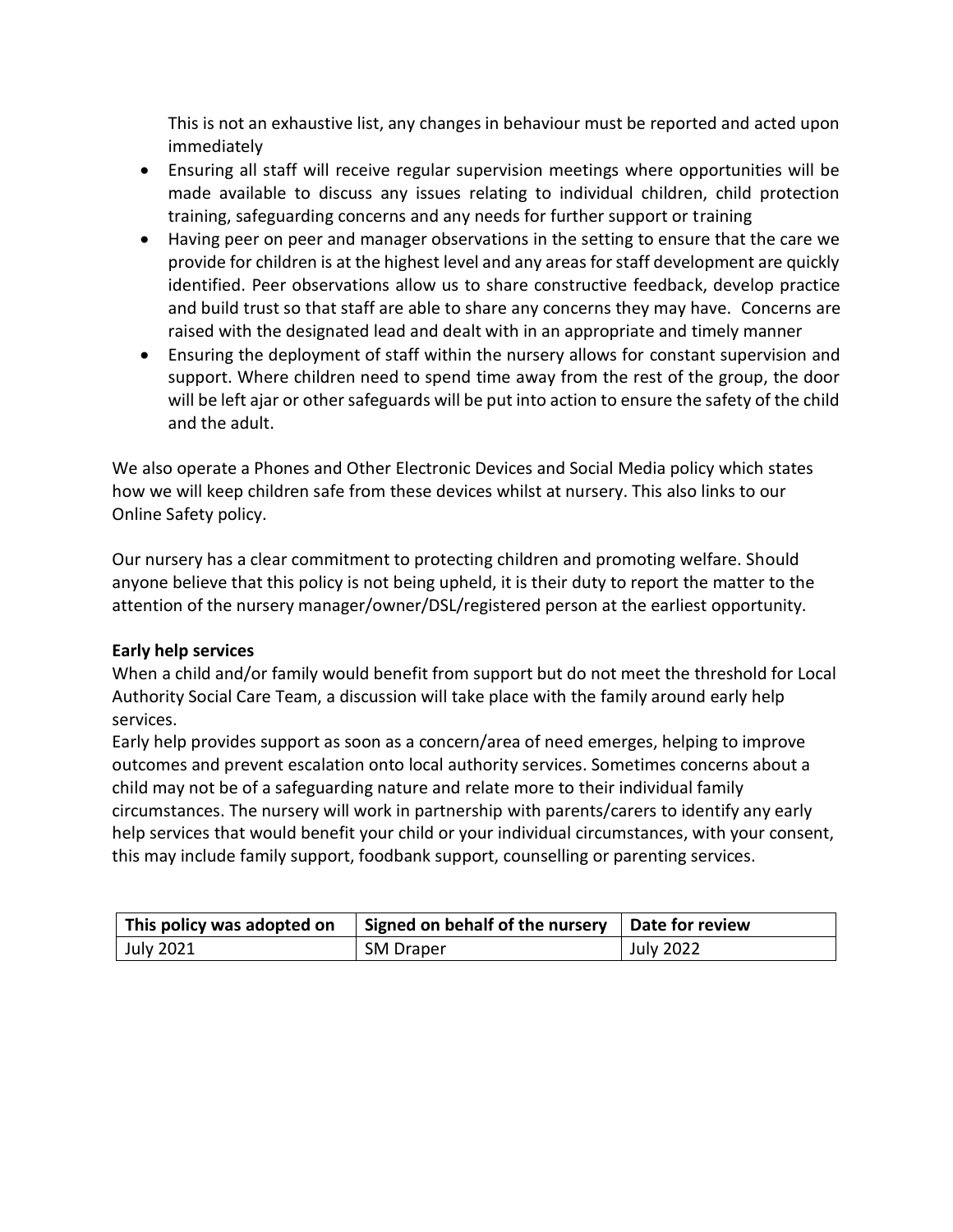This is not an exhaustive list, any changes in behaviour must be reported and acted upon immediately

- Ensuring all staff will receive regular supervision meetings where opportunities will be made available to discuss any issues relating to individual children, child protection training, safeguarding concerns and any needs for further support or training
- Having peer on peer and manager observations in the setting to ensure that the care we provide for children is at the highest level and any areas for staff development are quickly identified. Peer observations allow us to share constructive feedback, develop practice and build trust so that staff are able to share any concerns they may have. Concerns are raised with the designated lead and dealt with in an appropriate and timely manner
- Ensuring the deployment of staff within the nursery allows for constant supervision and support. Where children need to spend time away from the rest of the group, the door will be left ajar or other safeguards will be put into action to ensure the safety of the child and the adult.

We also operate a Phones and Other Electronic Devices and Social Media policy which states how we will keep children safe from these devices whilst at nursery. This also links to our Online Safety policy.

Our nursery has a clear commitment to protecting children and promoting welfare. Should anyone believe that this policy is not being upheld, it is their duty to report the matter to the attention of the nursery manager/owner/DSL/registered person at the earliest opportunity.

**Early help services**

When a child and/or family would benefit from support but do not meet the threshold for Local Authority Social Care Team, a discussion will take place with the family around early help services.

Early help provides support as soon as a concern/area of need emerges, helping to improve outcomes and prevent escalation onto local authority services. Sometimes concerns about a child may not be of a safeguarding nature and relate more to their individual family circumstances. The nursery will work in partnership with parents/carers to identify any early help services that would benefit your child or your individual circumstances, with your consent, this may include family support, foodbank support, counselling or parenting services.

| This policy was adopted on | Signed on behalf of the nursery | Date for review |
|---|---|---|
| July 2021 | SM Draper | July 2022 |